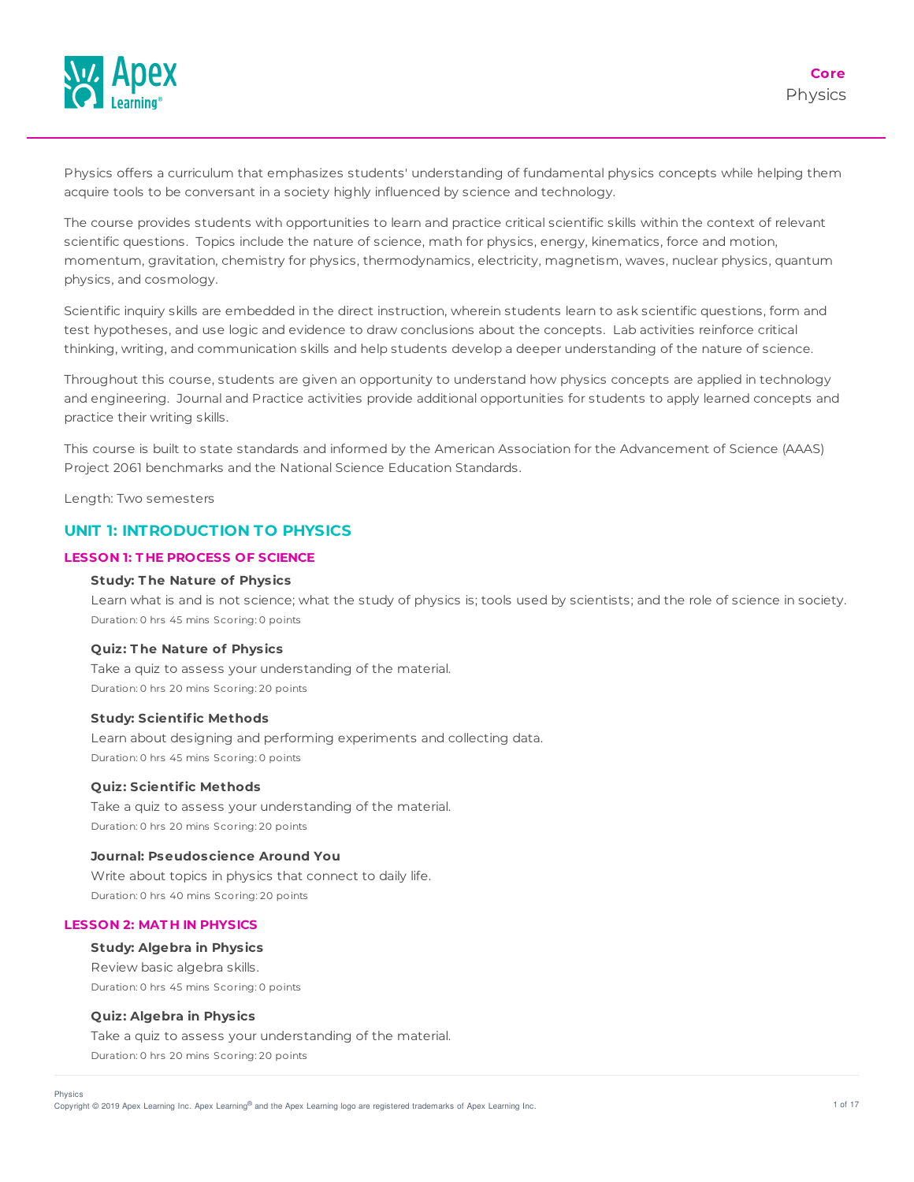**Core**
Physics

Physics offers a curriculum that emphasizes students' understanding of fundamental physics concepts while helping them acquire tools to be conversant in a society highly influenced by science and technology.

The course provides students with opportunities to learn and practice critical scientific skills within the context of relevant scientific questions. Topics include the nature of science, math for physics, energy, kinematics, force and motion, momentum, gravitation, chemistry for physics, thermodynamics, electricity, magnetism, waves, nuclear physics, quantum physics, and cosmology.

Scientific inquiry skills are embedded in the direct instruction, wherein students learn to ask scientific questions, form and test hypotheses, and use logic and evidence to draw conclusions about the concepts. Lab activities reinforce critical thinking, writing, and communication skills and help students develop a deeper understanding of the nature of science.

Throughout this course, students are given an opportunity to understand how physics concepts are applied in technology and engineering. Journal and Practice activities provide additional opportunities for students to apply learned concepts and practice their writing skills.

This course is built to state standards and informed by the American Association for the Advancement of Science (AAAS) Project 2061 benchmarks and the National Science Education Standards.

Length: Two semesters

## UNIT 1: INTRODUCTION TO PHYSICS

### LESSON 1: THE PROCESS OF SCIENCE

**Study: The Nature of Physics**
Learn what is and is not science; what the study of physics is; tools used by scientists; and the role of science in society.
Duration: 0 hrs 45 mins Scoring: 0 points

**Quiz: The Nature of Physics**
Take a quiz to assess your understanding of the material.
Duration: 0 hrs 20 mins Scoring: 20 points

**Study: Scientific Methods**
Learn about designing and performing experiments and collecting data.
Duration: 0 hrs 45 mins Scoring: 0 points

**Quiz: Scientific Methods**
Take a quiz to assess your understanding of the material.
Duration: 0 hrs 20 mins Scoring: 20 points

**Journal: Pseudoscience Around You**
Write about topics in physics that connect to daily life.
Duration: 0 hrs 40 mins Scoring: 20 points

### LESSON 2: MATH IN PHYSICS

**Study: Algebra in Physics**
Review basic algebra skills.
Duration: 0 hrs 45 mins Scoring: 0 points

**Quiz: Algebra in Physics**
Take a quiz to assess your understanding of the material.
Duration: 0 hrs 20 mins Scoring: 20 points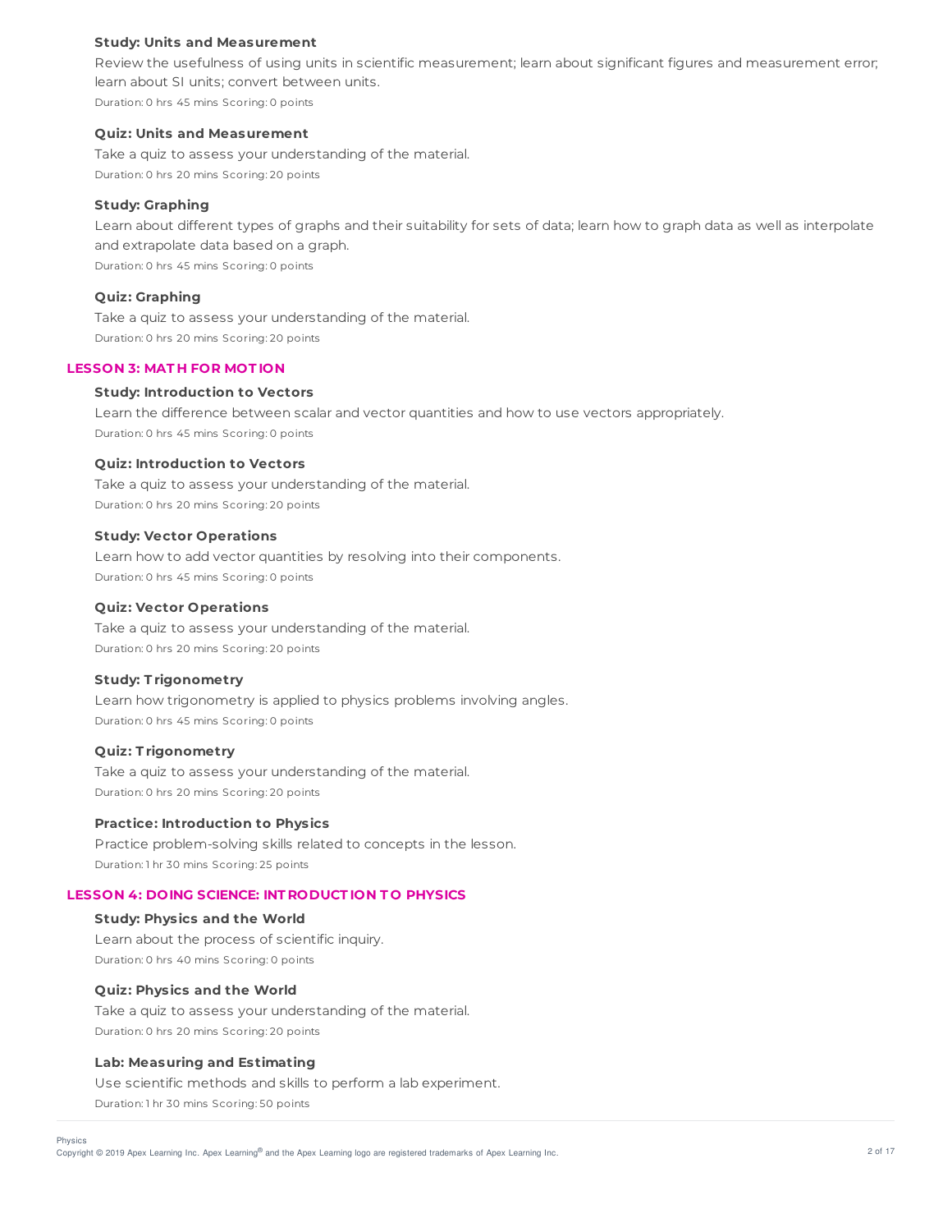### Study: Units and Measurement

Review the usefulness of using units in scientific measurement; learn about significant figures and measurement error; learn about SI units; convert between units.

Duration: 0 hrs 45 mins Scoring: 0 points

### Quiz: Units and Measurement

Take a quiz to assess your understanding of the material.

Duration: 0 hrs 20 mins Scoring: 20 points

### Study: Graphing

Learn about different types of graphs and their suitability for sets of data; learn how to graph data as well as interpolate and extrapolate data based on a graph.

Duration: 0 hrs 45 mins Scoring: 0 points

### Quiz: Graphing

Take a quiz to assess your understanding of the material.

Duration: 0 hrs 20 mins Scoring: 20 points

## LESSON 3: MATH FOR MOTION

### Study: Introduction to Vectors

Learn the difference between scalar and vector quantities and how to use vectors appropriately.

Duration: 0 hrs 45 mins Scoring: 0 points

### Quiz: Introduction to Vectors

Take a quiz to assess your understanding of the material.

Duration: 0 hrs 20 mins Scoring: 20 points

### Study: Vector Operations

Learn how to add vector quantities by resolving into their components.

Duration: 0 hrs 45 mins Scoring: 0 points

### Quiz: Vector Operations

Take a quiz to assess your understanding of the material.

Duration: 0 hrs 20 mins Scoring: 20 points

### Study: Trigonometry

Learn how trigonometry is applied to physics problems involving angles.

Duration: 0 hrs 45 mins Scoring: 0 points

### Quiz: Trigonometry

Take a quiz to assess your understanding of the material.

Duration: 0 hrs 20 mins Scoring: 20 points

### Practice: Introduction to Physics

Practice problem-solving skills related to concepts in the lesson.

Duration: 1 hr 30 mins Scoring: 25 points

## LESSON 4: DOING SCIENCE: INTRODUCTION TO PHYSICS

### Study: Physics and the World

Learn about the process of scientific inquiry.

Duration: 0 hrs 40 mins Scoring: 0 points

### Quiz: Physics and the World

Take a quiz to assess your understanding of the material.

Duration: 0 hrs 20 mins Scoring: 20 points

### Lab: Measuring and Estimating

Use scientific methods and skills to perform a lab experiment.

Duration: 1 hr 30 mins Scoring: 50 points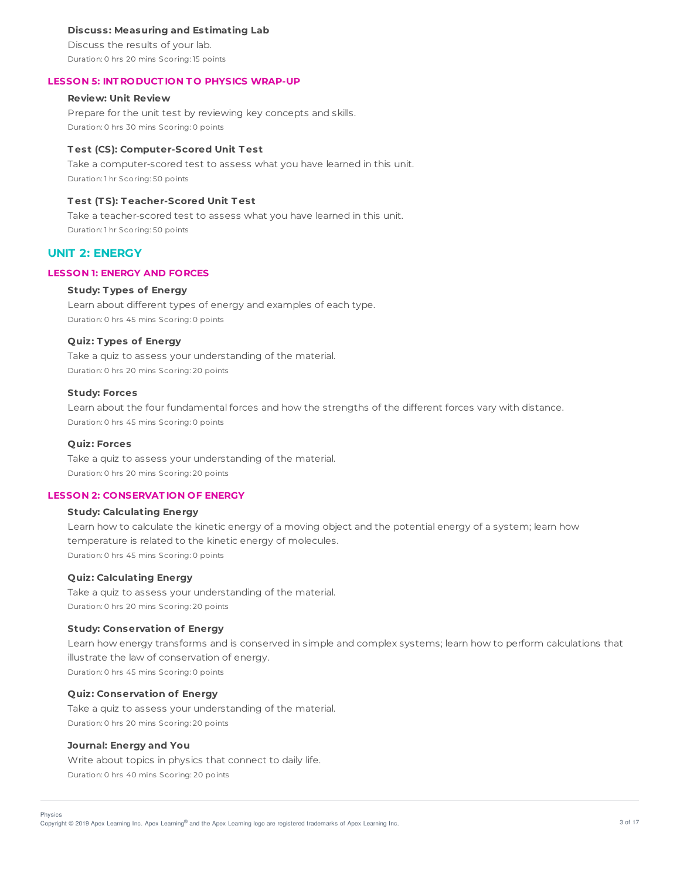#### Discuss: Measuring and Estimating Lab

Discuss the results of your lab.

Duration: 0 hrs 20 mins Scoring: 15 points

### LESSON 5: INTRODUCTION TO PHYSICS WRAP-UP

#### Review: Unit Review

Prepare for the unit test by reviewing key concepts and skills.

Duration: 0 hrs 30 mins Scoring: 0 points

#### Test (CS): Computer-Scored Unit Test

Take a computer-scored test to assess what you have learned in this unit.

Duration: 1 hr Scoring: 50 points

#### Test (TS): Teacher-Scored Unit Test

Take a teacher-scored test to assess what you have learned in this unit.

Duration: 1 hr Scoring: 50 points

## UNIT 2: ENERGY

### LESSON 1: ENERGY AND FORCES

#### Study: Types of Energy

Learn about different types of energy and examples of each type.

Duration: 0 hrs 45 mins Scoring: 0 points

#### Quiz: Types of Energy

Take a quiz to assess your understanding of the material.

Duration: 0 hrs 20 mins Scoring: 20 points

#### Study: Forces

Learn about the four fundamental forces and how the strengths of the different forces vary with distance.

Duration: 0 hrs 45 mins Scoring: 0 points

#### Quiz: Forces

Take a quiz to assess your understanding of the material.

Duration: 0 hrs 20 mins Scoring: 20 points

### LESSON 2: CONSERVATION OF ENERGY

#### Study: Calculating Energy

Learn how to calculate the kinetic energy of a moving object and the potential energy of a system; learn how temperature is related to the kinetic energy of molecules.

Duration: 0 hrs 45 mins Scoring: 0 points

#### Quiz: Calculating Energy

Take a quiz to assess your understanding of the material.

Duration: 0 hrs 20 mins Scoring: 20 points

#### Study: Conservation of Energy

Learn how energy transforms and is conserved in simple and complex systems; learn how to perform calculations that illustrate the law of conservation of energy.

Duration: 0 hrs 45 mins Scoring: 0 points

#### Quiz: Conservation of Energy

Take a quiz to assess your understanding of the material.

Duration: 0 hrs 20 mins Scoring: 20 points

#### Journal: Energy and You

Write about topics in physics that connect to daily life.

Duration: 0 hrs 40 mins Scoring: 20 points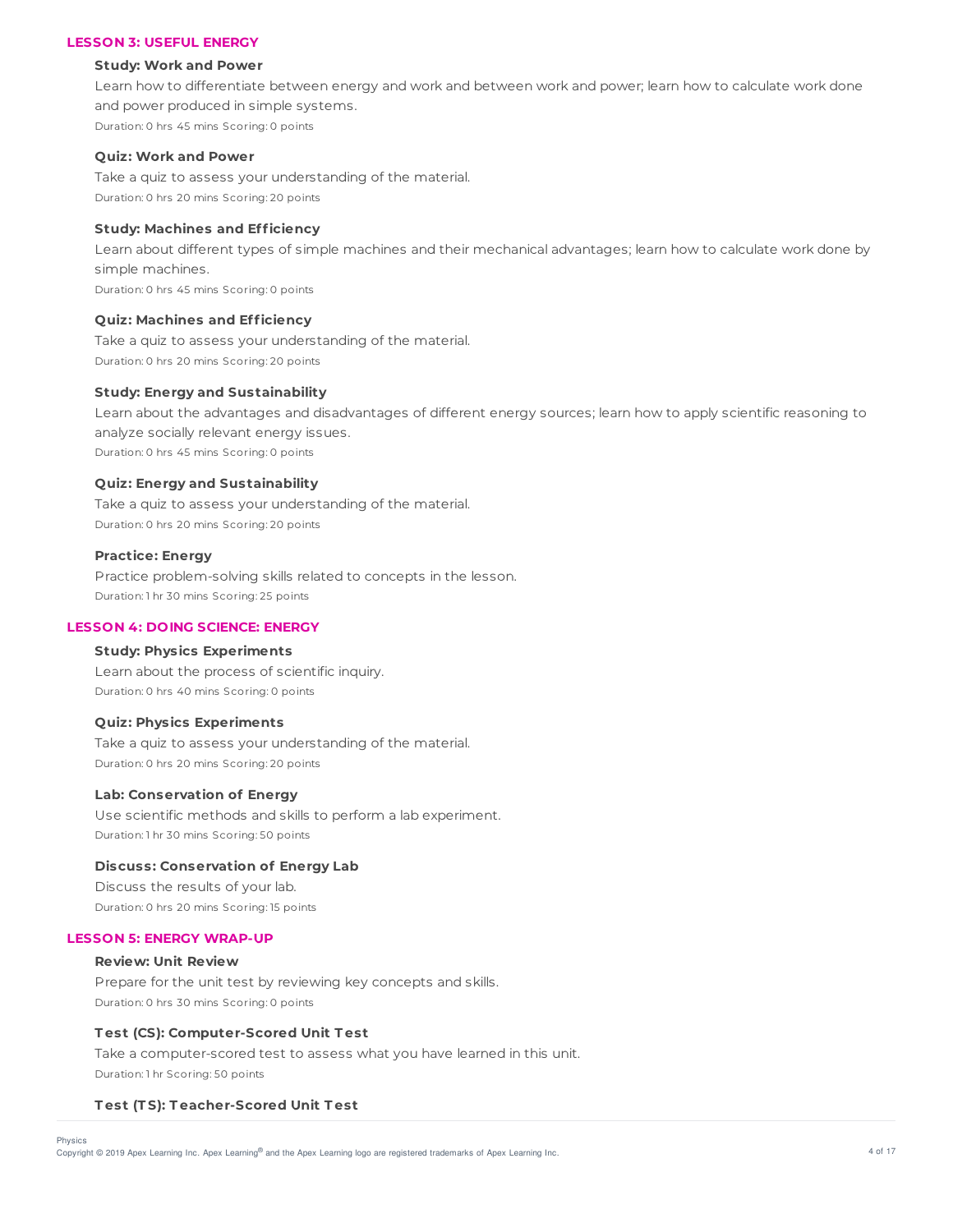### LESSON 3: USEFUL ENERGY

**Study: Work and Power**

Learn how to differentiate between energy and work and between work and power; learn how to calculate work done and power produced in simple systems.

Duration: 0 hrs 45 mins Scoring: 0 points

**Quiz: Work and Power**

Take a quiz to assess your understanding of the material.

Duration: 0 hrs 20 mins Scoring: 20 points

**Study: Machines and Efficiency**

Learn about different types of simple machines and their mechanical advantages; learn how to calculate work done by simple machines.

Duration: 0 hrs 45 mins Scoring: 0 points

**Quiz: Machines and Efficiency**

Take a quiz to assess your understanding of the material.

Duration: 0 hrs 20 mins Scoring: 20 points

**Study: Energy and Sustainability**

Learn about the advantages and disadvantages of different energy sources; learn how to apply scientific reasoning to analyze socially relevant energy issues.

Duration: 0 hrs 45 mins Scoring: 0 points

**Quiz: Energy and Sustainability**

Take a quiz to assess your understanding of the material.

Duration: 0 hrs 20 mins Scoring: 20 points

**Practice: Energy**

Practice problem-solving skills related to concepts in the lesson.

Duration: 1 hr 30 mins Scoring: 25 points

### LESSON 4: DOING SCIENCE: ENERGY

**Study: Physics Experiments**

Learn about the process of scientific inquiry.

Duration: 0 hrs 40 mins Scoring: 0 points

**Quiz: Physics Experiments**

Take a quiz to assess your understanding of the material.

Duration: 0 hrs 20 mins Scoring: 20 points

**Lab: Conservation of Energy**

Use scientific methods and skills to perform a lab experiment.

Duration: 1 hr 30 mins Scoring: 50 points

**Discuss: Conservation of Energy Lab**

Discuss the results of your lab.

Duration: 0 hrs 20 mins Scoring: 15 points

### LESSON 5: ENERGY WRAP-UP

**Review: Unit Review**

Prepare for the unit test by reviewing key concepts and skills.

Duration: 0 hrs 30 mins Scoring: 0 points

**Test (CS): Computer-Scored Unit Test**

Take a computer-scored test to assess what you have learned in this unit.

Duration: 1 hr Scoring: 50 points

**Test (TS): Teacher-Scored Unit Test**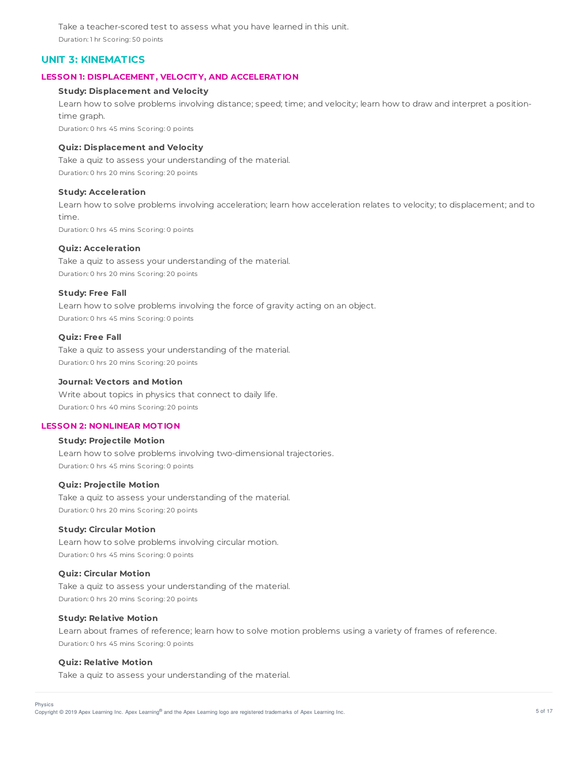Take a teacher-scored test to assess what you have learned in this unit.

Duration: 1 hr Scoring: 50 points

## UNIT 3: KINEMATICS

### LESSON 1: DISPLACEMENT, VELOCITY, AND ACCELERATION

**Study: Displacement and Velocity**

Learn how to solve problems involving distance; speed; time; and velocity; learn how to draw and interpret a position-time graph.

Duration: 0 hrs 45 mins Scoring: 0 points

**Quiz: Displacement and Velocity**

Take a quiz to assess your understanding of the material.

Duration: 0 hrs 20 mins Scoring: 20 points

**Study: Acceleration**

Learn how to solve problems involving acceleration; learn how acceleration relates to velocity; to displacement; and to time.

Duration: 0 hrs 45 mins Scoring: 0 points

**Quiz: Acceleration**

Take a quiz to assess your understanding of the material.

Duration: 0 hrs 20 mins Scoring: 20 points

**Study: Free Fall**

Learn how to solve problems involving the force of gravity acting on an object.

Duration: 0 hrs 45 mins Scoring: 0 points

**Quiz: Free Fall**

Take a quiz to assess your understanding of the material.

Duration: 0 hrs 20 mins Scoring: 20 points

**Journal: Vectors and Motion**

Write about topics in physics that connect to daily life.

Duration: 0 hrs 40 mins Scoring: 20 points

### LESSON 2: NONLINEAR MOTION

**Study: Projectile Motion**

Learn how to solve problems involving two-dimensional trajectories.

Duration: 0 hrs 45 mins Scoring: 0 points

**Quiz: Projectile Motion**

Take a quiz to assess your understanding of the material.

Duration: 0 hrs 20 mins Scoring: 20 points

**Study: Circular Motion**

Learn how to solve problems involving circular motion.

Duration: 0 hrs 45 mins Scoring: 0 points

**Quiz: Circular Motion**

Take a quiz to assess your understanding of the material.

Duration: 0 hrs 20 mins Scoring: 20 points

**Study: Relative Motion**

Learn about frames of reference; learn how to solve motion problems using a variety of frames of reference.

Duration: 0 hrs 45 mins Scoring: 0 points

**Quiz: Relative Motion**

Take a quiz to assess your understanding of the material.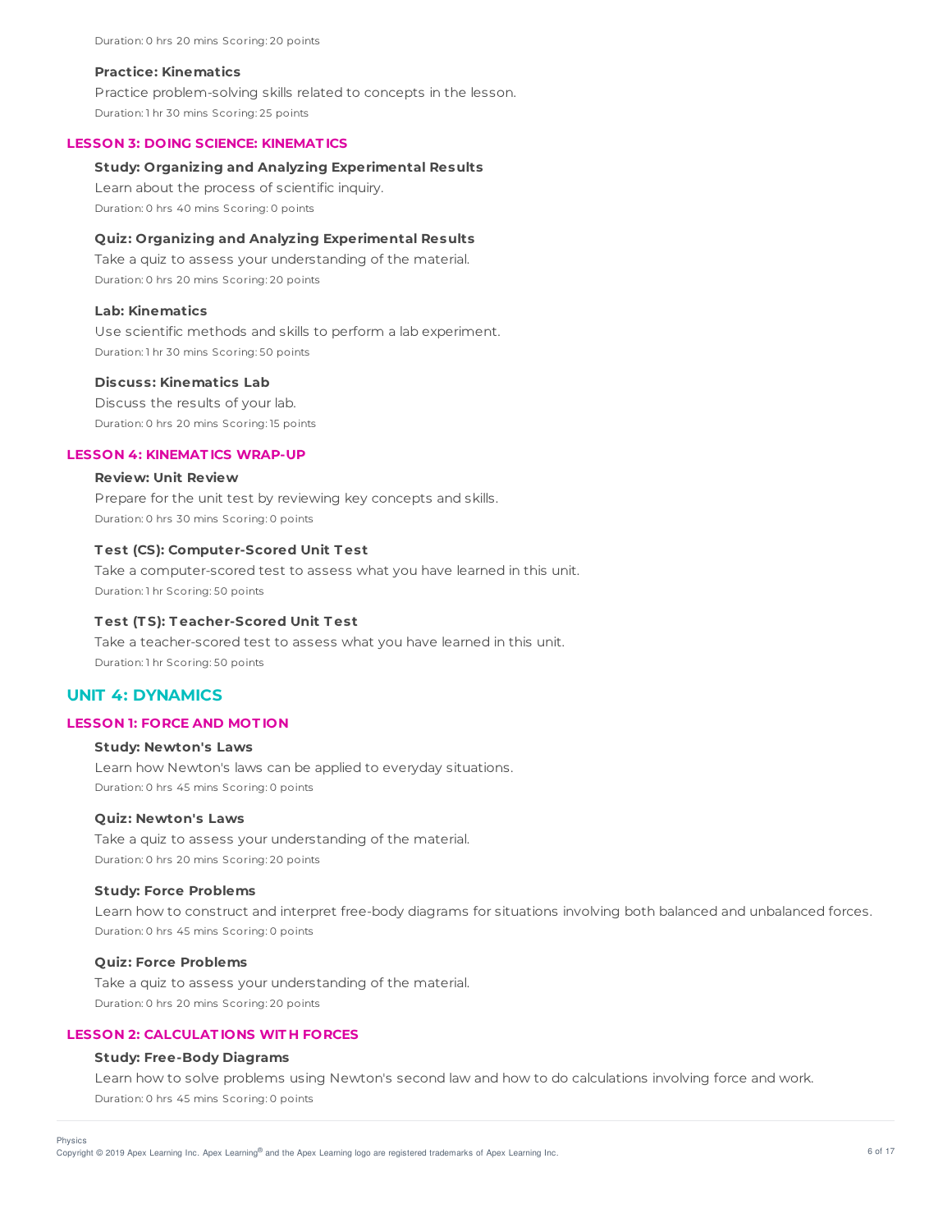Duration: 0 hrs 20 mins Scoring: 20 points

**Practice: Kinematics**

Practice problem-solving skills related to concepts in the lesson.

Duration: 1 hr 30 mins Scoring: 25 points

### LESSON 3: DOING SCIENCE: KINEMATICS

**Study: Organizing and Analyzing Experimental Results**

Learn about the process of scientific inquiry.

Duration: 0 hrs 40 mins Scoring: 0 points

**Quiz: Organizing and Analyzing Experimental Results**

Take a quiz to assess your understanding of the material.

Duration: 0 hrs 20 mins Scoring: 20 points

**Lab: Kinematics**

Use scientific methods and skills to perform a lab experiment.

Duration: 1 hr 30 mins Scoring: 50 points

**Discuss: Kinematics Lab**

Discuss the results of your lab.

Duration: 0 hrs 20 mins Scoring: 15 points

### LESSON 4: KINEMATICS WRAP-UP

**Review: Unit Review**

Prepare for the unit test by reviewing key concepts and skills.

Duration: 0 hrs 30 mins Scoring: 0 points

**Test (CS): Computer-Scored Unit Test**

Take a computer-scored test to assess what you have learned in this unit.

Duration: 1 hr Scoring: 50 points

**Test (TS): Teacher-Scored Unit Test**

Take a teacher-scored test to assess what you have learned in this unit.

Duration: 1 hr Scoring: 50 points

## UNIT 4: DYNAMICS

### LESSON 1: FORCE AND MOTION

**Study: Newton's Laws**

Learn how Newton's laws can be applied to everyday situations.

Duration: 0 hrs 45 mins Scoring: 0 points

**Quiz: Newton's Laws**

Take a quiz to assess your understanding of the material.

Duration: 0 hrs 20 mins Scoring: 20 points

**Study: Force Problems**

Learn how to construct and interpret free-body diagrams for situations involving both balanced and unbalanced forces.

Duration: 0 hrs 45 mins Scoring: 0 points

**Quiz: Force Problems**

Take a quiz to assess your understanding of the material.

Duration: 0 hrs 20 mins Scoring: 20 points

### LESSON 2: CALCULATIONS WITH FORCES

**Study: Free-Body Diagrams**

Learn how to solve problems using Newton's second law and how to do calculations involving force and work.

Duration: 0 hrs 45 mins Scoring: 0 points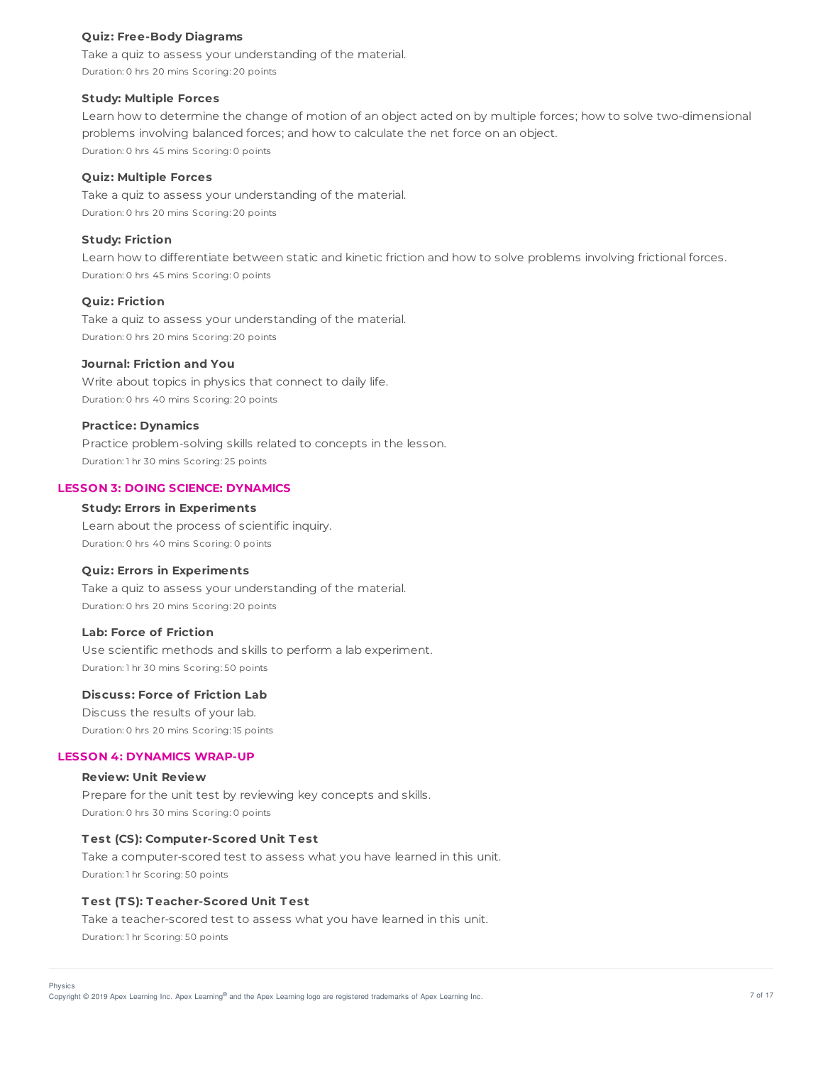### Quiz: Free-Body Diagrams

Take a quiz to assess your understanding of the material.

Duration: 0 hrs 20 mins Scoring: 20 points

### Study: Multiple Forces

Learn how to determine the change of motion of an object acted on by multiple forces; how to solve two-dimensional problems involving balanced forces; and how to calculate the net force on an object.

Duration: 0 hrs 45 mins Scoring: 0 points

### Quiz: Multiple Forces

Take a quiz to assess your understanding of the material.

Duration: 0 hrs 20 mins Scoring: 20 points

### Study: Friction

Learn how to differentiate between static and kinetic friction and how to solve problems involving frictional forces.

Duration: 0 hrs 45 mins Scoring: 0 points

### Quiz: Friction

Take a quiz to assess your understanding of the material.

Duration: 0 hrs 20 mins Scoring: 20 points

### Journal: Friction and You

Write about topics in physics that connect to daily life.

Duration: 0 hrs 40 mins Scoring: 20 points

### Practice: Dynamics

Practice problem-solving skills related to concepts in the lesson.

Duration: 1 hr 30 mins Scoring: 25 points

## LESSON 3: DOING SCIENCE: DYNAMICS

### Study: Errors in Experiments

Learn about the process of scientific inquiry.

Duration: 0 hrs 40 mins Scoring: 0 points

### Quiz: Errors in Experiments

Take a quiz to assess your understanding of the material.

Duration: 0 hrs 20 mins Scoring: 20 points

### Lab: Force of Friction

Use scientific methods and skills to perform a lab experiment.

Duration: 1 hr 30 mins Scoring: 50 points

### Discuss: Force of Friction Lab

Discuss the results of your lab.

Duration: 0 hrs 20 mins Scoring: 15 points

## LESSON 4: DYNAMICS WRAP-UP

### Review: Unit Review

Prepare for the unit test by reviewing key concepts and skills.

Duration: 0 hrs 30 mins Scoring: 0 points

### Test (CS): Computer-Scored Unit Test

Take a computer-scored test to assess what you have learned in this unit.

Duration: 1 hr Scoring: 50 points

### Test (TS): Teacher-Scored Unit Test

Take a teacher-scored test to assess what you have learned in this unit.

Duration: 1 hr Scoring: 50 points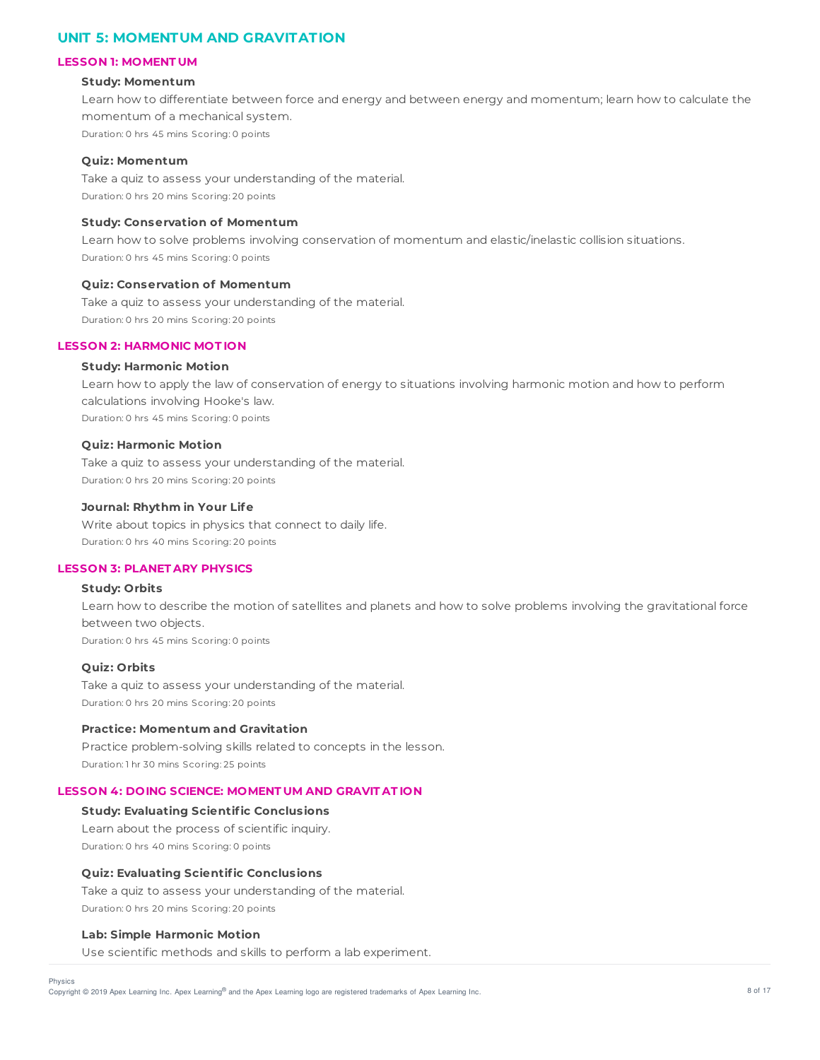## UNIT 5: MOMENTUM AND GRAVITATION

### LESSON 1: MOMENTUM

**Study: Momentum**

Learn how to differentiate between force and energy and between energy and momentum; learn how to calculate the momentum of a mechanical system.

Duration: 0 hrs 45 mins Scoring: 0 points

**Quiz: Momentum**

Take a quiz to assess your understanding of the material.

Duration: 0 hrs 20 mins Scoring: 20 points

**Study: Conservation of Momentum**

Learn how to solve problems involving conservation of momentum and elastic/inelastic collision situations.

Duration: 0 hrs 45 mins Scoring: 0 points

**Quiz: Conservation of Momentum**

Take a quiz to assess your understanding of the material.

Duration: 0 hrs 20 mins Scoring: 20 points

### LESSON 2: HARMONIC MOTION

**Study: Harmonic Motion**

Learn how to apply the law of conservation of energy to situations involving harmonic motion and how to perform calculations involving Hooke's law.

Duration: 0 hrs 45 mins Scoring: 0 points

**Quiz: Harmonic Motion**

Take a quiz to assess your understanding of the material.

Duration: 0 hrs 20 mins Scoring: 20 points

**Journal: Rhythm in Your Life**

Write about topics in physics that connect to daily life.

Duration: 0 hrs 40 mins Scoring: 20 points

### LESSON 3: PLANETARY PHYSICS

**Study: Orbits**

Learn how to describe the motion of satellites and planets and how to solve problems involving the gravitational force between two objects.

Duration: 0 hrs 45 mins Scoring: 0 points

**Quiz: Orbits**

Take a quiz to assess your understanding of the material.

Duration: 0 hrs 20 mins Scoring: 20 points

**Practice: Momentum and Gravitation**

Practice problem-solving skills related to concepts in the lesson.

Duration: 1 hr 30 mins Scoring: 25 points

### LESSON 4: DOING SCIENCE: MOMENTUM AND GRAVITATION

**Study: Evaluating Scientific Conclusions**

Learn about the process of scientific inquiry.

Duration: 0 hrs 40 mins Scoring: 0 points

**Quiz: Evaluating Scientific Conclusions**

Take a quiz to assess your understanding of the material.

Duration: 0 hrs 20 mins Scoring: 20 points

**Lab: Simple Harmonic Motion**

Use scientific methods and skills to perform a lab experiment.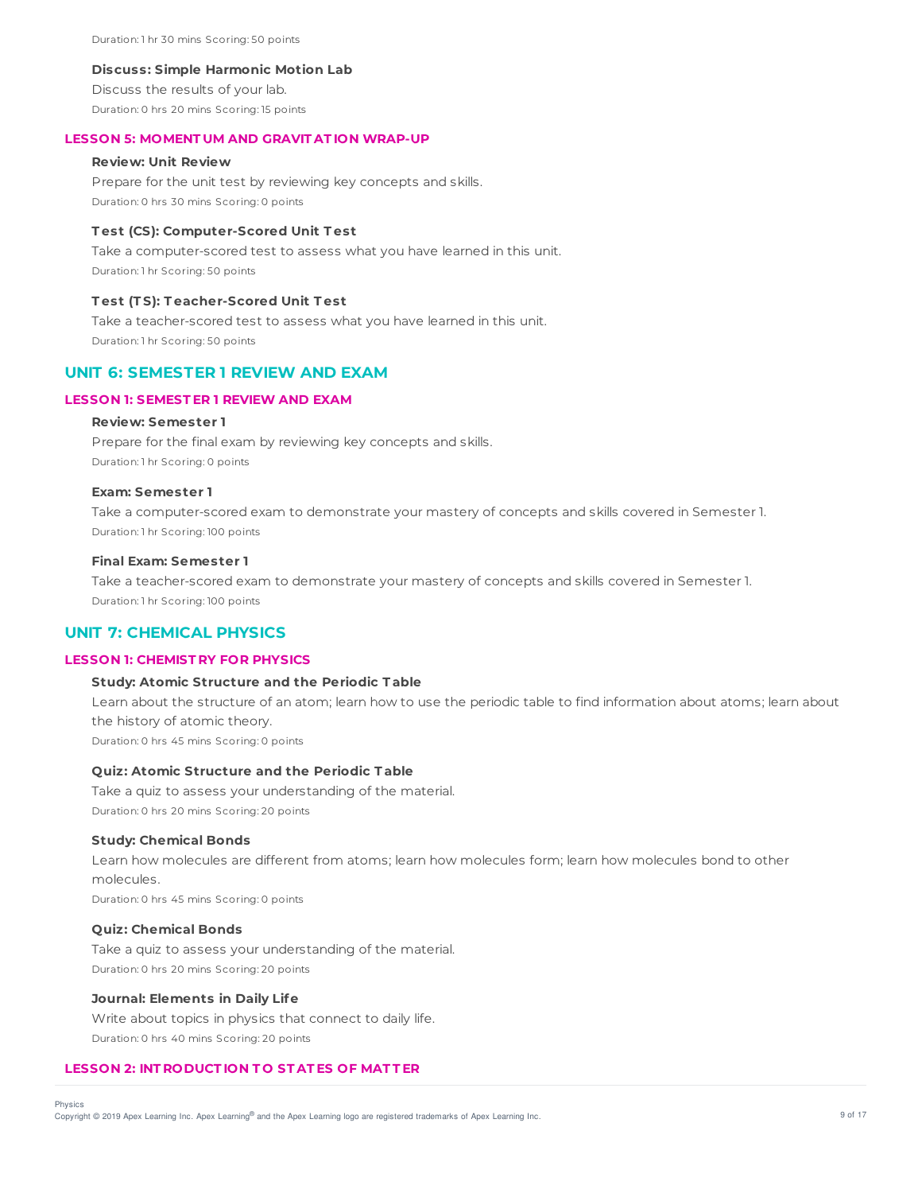Duration: 1 hr 30 mins Scoring: 50 points

**Discuss: Simple Harmonic Motion Lab**

Discuss the results of your lab.

Duration: 0 hrs 20 mins Scoring: 15 points

### LESSON 5: MOMENTUM AND GRAVITATION WRAP-UP

**Review: Unit Review**

Prepare for the unit test by reviewing key concepts and skills.

Duration: 0 hrs 30 mins Scoring: 0 points

**Test (CS): Computer-Scored Unit Test**

Take a computer-scored test to assess what you have learned in this unit.

Duration: 1 hr Scoring: 50 points

**Test (TS): Teacher-Scored Unit Test**

Take a teacher-scored test to assess what you have learned in this unit.

Duration: 1 hr Scoring: 50 points

## UNIT 6: SEMESTER 1 REVIEW AND EXAM

### LESSON 1: SEMESTER 1 REVIEW AND EXAM

**Review: Semester 1**

Prepare for the final exam by reviewing key concepts and skills.

Duration: 1 hr Scoring: 0 points

**Exam: Semester 1**

Take a computer-scored exam to demonstrate your mastery of concepts and skills covered in Semester 1.

Duration: 1 hr Scoring: 100 points

**Final Exam: Semester 1**

Take a teacher-scored exam to demonstrate your mastery of concepts and skills covered in Semester 1.

Duration: 1 hr Scoring: 100 points

## UNIT 7: CHEMICAL PHYSICS

### LESSON 1: CHEMISTRY FOR PHYSICS

**Study: Atomic Structure and the Periodic Table**

Learn about the structure of an atom; learn how to use the periodic table to find information about atoms; learn about the history of atomic theory.

Duration: 0 hrs 45 mins Scoring: 0 points

**Quiz: Atomic Structure and the Periodic Table**

Take a quiz to assess your understanding of the material.

Duration: 0 hrs 20 mins Scoring: 20 points

**Study: Chemical Bonds**

Learn how molecules are different from atoms; learn how molecules form; learn how molecules bond to other molecules.

Duration: 0 hrs 45 mins Scoring: 0 points

**Quiz: Chemical Bonds**

Take a quiz to assess your understanding of the material.

Duration: 0 hrs 20 mins Scoring: 20 points

**Journal: Elements in Daily Life**

Write about topics in physics that connect to daily life.

Duration: 0 hrs 40 mins Scoring: 20 points

### LESSON 2: INTRODUCTION TO STATES OF MATTER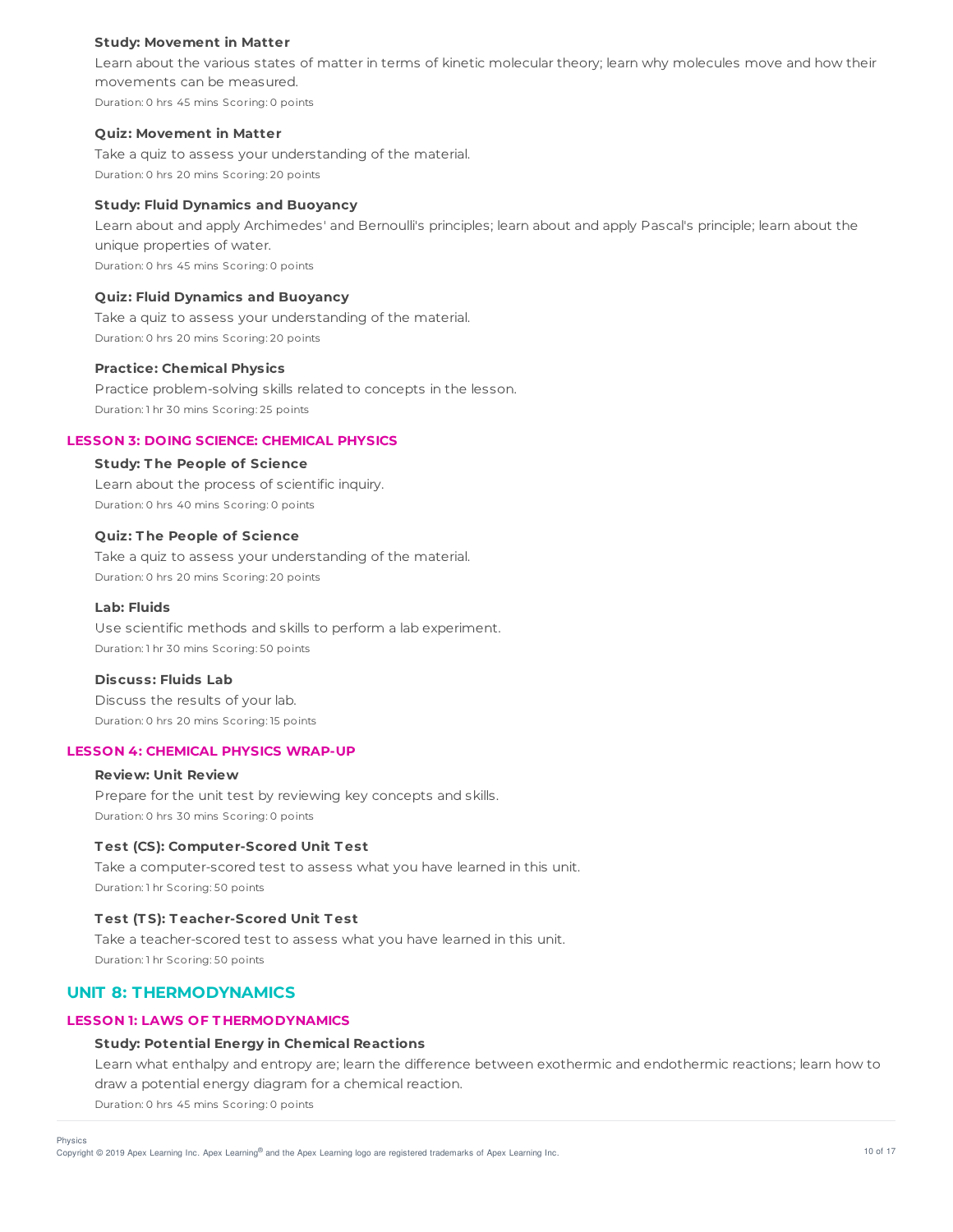**Study: Movement in Matter**

Learn about the various states of matter in terms of kinetic molecular theory; learn why molecules move and how their movements can be measured.

Duration: 0 hrs 45 mins Scoring: 0 points

**Quiz: Movement in Matter**

Take a quiz to assess your understanding of the material.

Duration: 0 hrs 20 mins Scoring: 20 points

**Study: Fluid Dynamics and Buoyancy**

Learn about and apply Archimedes' and Bernoulli's principles; learn about and apply Pascal's principle; learn about the unique properties of water.

Duration: 0 hrs 45 mins Scoring: 0 points

**Quiz: Fluid Dynamics and Buoyancy**

Take a quiz to assess your understanding of the material.

Duration: 0 hrs 20 mins Scoring: 20 points

**Practice: Chemical Physics**

Practice problem-solving skills related to concepts in the lesson.

Duration: 1 hr 30 mins Scoring: 25 points

### LESSON 3: DOING SCIENCE: CHEMICAL PHYSICS

**Study: The People of Science**

Learn about the process of scientific inquiry.

Duration: 0 hrs 40 mins Scoring: 0 points

**Quiz: The People of Science**

Take a quiz to assess your understanding of the material.

Duration: 0 hrs 20 mins Scoring: 20 points

**Lab: Fluids**

Use scientific methods and skills to perform a lab experiment.

Duration: 1 hr 30 mins Scoring: 50 points

**Discuss: Fluids Lab**

Discuss the results of your lab.

Duration: 0 hrs 20 mins Scoring: 15 points

### LESSON 4: CHEMICAL PHYSICS WRAP-UP

**Review: Unit Review**

Prepare for the unit test by reviewing key concepts and skills.

Duration: 0 hrs 30 mins Scoring: 0 points

**Test (CS): Computer-Scored Unit Test**

Take a computer-scored test to assess what you have learned in this unit.

Duration: 1 hr Scoring: 50 points

**Test (TS): Teacher-Scored Unit Test**

Take a teacher-scored test to assess what you have learned in this unit.

Duration: 1 hr Scoring: 50 points

## UNIT 8: THERMODYNAMICS

### LESSON 1: LAWS OF THERMODYNAMICS

**Study: Potential Energy in Chemical Reactions**

Learn what enthalpy and entropy are; learn the difference between exothermic and endothermic reactions; learn how to draw a potential energy diagram for a chemical reaction.

Duration: 0 hrs 45 mins Scoring: 0 points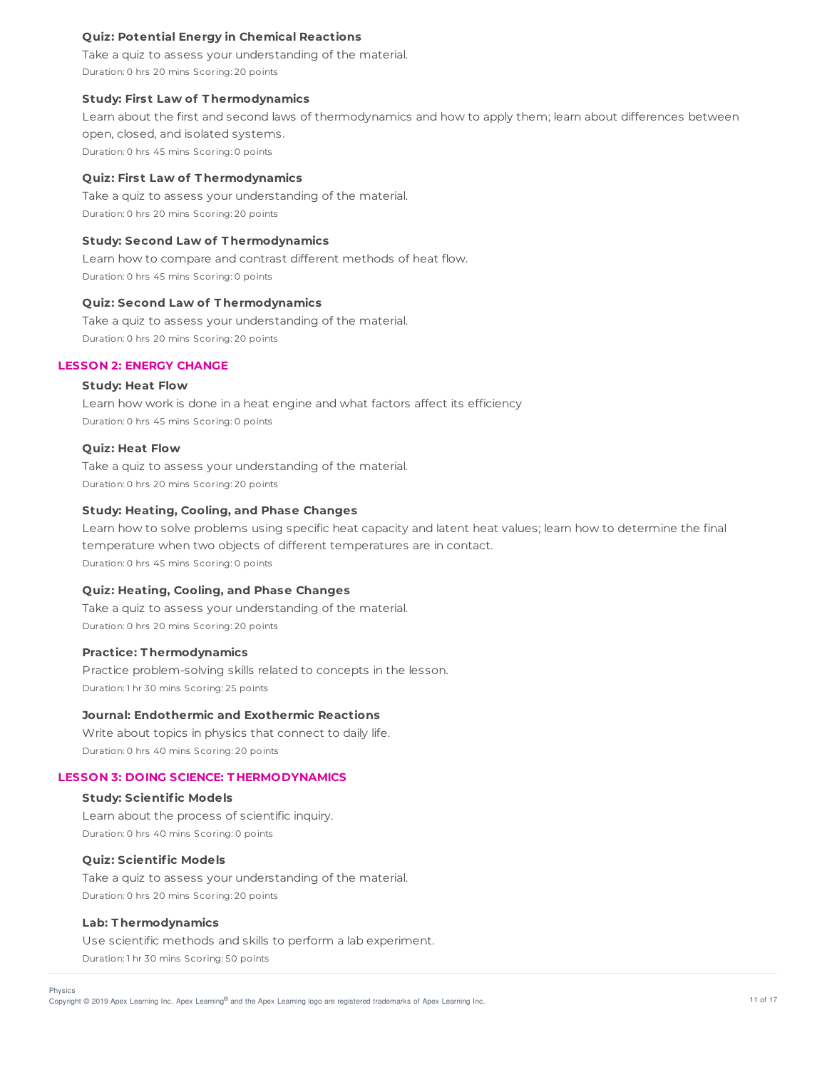#### Quiz: Potential Energy in Chemical Reactions

Take a quiz to assess your understanding of the material.

Duration: 0 hrs 20 mins Scoring: 20 points

#### Study: First Law of Thermodynamics

Learn about the first and second laws of thermodynamics and how to apply them; learn about differences between open, closed, and isolated systems.

Duration: 0 hrs 45 mins Scoring: 0 points

#### Quiz: First Law of Thermodynamics

Take a quiz to assess your understanding of the material.

Duration: 0 hrs 20 mins Scoring: 20 points

#### Study: Second Law of Thermodynamics

Learn how to compare and contrast different methods of heat flow.

Duration: 0 hrs 45 mins Scoring: 0 points

#### Quiz: Second Law of Thermodynamics

Take a quiz to assess your understanding of the material.

Duration: 0 hrs 20 mins Scoring: 20 points

### LESSON 2: ENERGY CHANGE

#### Study: Heat Flow

Learn how work is done in a heat engine and what factors affect its efficiency

Duration: 0 hrs 45 mins Scoring: 0 points

#### Quiz: Heat Flow

Take a quiz to assess your understanding of the material.

Duration: 0 hrs 20 mins Scoring: 20 points

#### Study: Heating, Cooling, and Phase Changes

Learn how to solve problems using specific heat capacity and latent heat values; learn how to determine the final temperature when two objects of different temperatures are in contact.

Duration: 0 hrs 45 mins Scoring: 0 points

#### Quiz: Heating, Cooling, and Phase Changes

Take a quiz to assess your understanding of the material.

Duration: 0 hrs 20 mins Scoring: 20 points

#### Practice: Thermodynamics

Practice problem-solving skills related to concepts in the lesson.

Duration: 1 hr 30 mins Scoring: 25 points

#### Journal: Endothermic and Exothermic Reactions

Write about topics in physics that connect to daily life.

Duration: 0 hrs 40 mins Scoring: 20 points

### LESSON 3: DOING SCIENCE: THERMODYNAMICS

#### Study: Scientific Models

Learn about the process of scientific inquiry.

Duration: 0 hrs 40 mins Scoring: 0 points

#### Quiz: Scientific Models

Take a quiz to assess your understanding of the material.

Duration: 0 hrs 20 mins Scoring: 20 points

#### Lab: Thermodynamics

Use scientific methods and skills to perform a lab experiment.

Duration: 1 hr 30 mins Scoring: 50 points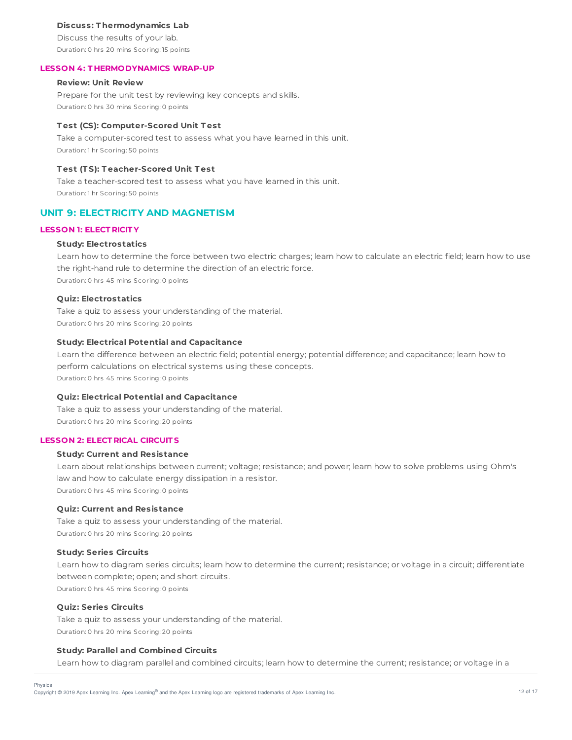**Discuss: Thermodynamics Lab**

Discuss the results of your lab.

Duration: 0 hrs 20 mins Scoring: 15 points

### LESSON 4: THERMODYNAMICS WRAP-UP

**Review: Unit Review**

Prepare for the unit test by reviewing key concepts and skills.

Duration: 0 hrs 30 mins Scoring: 0 points

**Test (CS): Computer-Scored Unit Test**

Take a computer-scored test to assess what you have learned in this unit.

Duration: 1 hr Scoring: 50 points

**Test (TS): Teacher-Scored Unit Test**

Take a teacher-scored test to assess what you have learned in this unit.

Duration: 1 hr Scoring: 50 points

## UNIT 9: ELECTRICITY AND MAGNETISM

### LESSON 1: ELECTRICITY

**Study: Electrostatics**

Learn how to determine the force between two electric charges; learn how to calculate an electric field; learn how to use the right-hand rule to determine the direction of an electric force.

Duration: 0 hrs 45 mins Scoring: 0 points

**Quiz: Electrostatics**

Take a quiz to assess your understanding of the material.

Duration: 0 hrs 20 mins Scoring: 20 points

**Study: Electrical Potential and Capacitance**

Learn the difference between an electric field; potential energy; potential difference; and capacitance; learn how to perform calculations on electrical systems using these concepts.

Duration: 0 hrs 45 mins Scoring: 0 points

**Quiz: Electrical Potential and Capacitance**

Take a quiz to assess your understanding of the material.

Duration: 0 hrs 20 mins Scoring: 20 points

### LESSON 2: ELECTRICAL CIRCUITS

**Study: Current and Resistance**

Learn about relationships between current; voltage; resistance; and power; learn how to solve problems using Ohm's law and how to calculate energy dissipation in a resistor.

Duration: 0 hrs 45 mins Scoring: 0 points

**Quiz: Current and Resistance**

Take a quiz to assess your understanding of the material.

Duration: 0 hrs 20 mins Scoring: 20 points

**Study: Series Circuits**

Learn how to diagram series circuits; learn how to determine the current; resistance; or voltage in a circuit; differentiate between complete; open; and short circuits.

Duration: 0 hrs 45 mins Scoring: 0 points

**Quiz: Series Circuits**

Take a quiz to assess your understanding of the material.

Duration: 0 hrs 20 mins Scoring: 20 points

**Study: Parallel and Combined Circuits**

Learn how to diagram parallel and combined circuits; learn how to determine the current; resistance; or voltage in a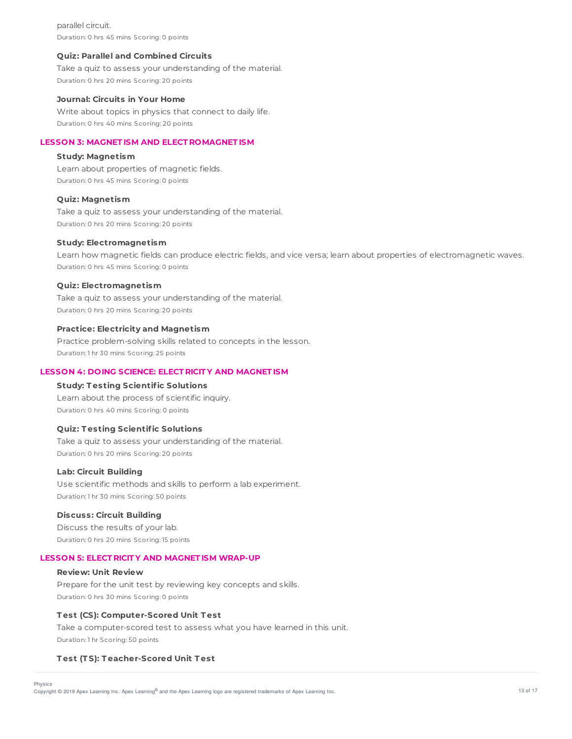parallel circuit.

Duration: 0 hrs 45 mins Scoring: 0 points

**Quiz: Parallel and Combined Circuits**

Take a quiz to assess your understanding of the material.

Duration: 0 hrs 20 mins Scoring: 20 points

**Journal: Circuits in Your Home**

Write about topics in physics that connect to daily life.

Duration: 0 hrs 40 mins Scoring: 20 points

## LESSON 3: MAGNETISM AND ELECTROMAGNETISM

**Study: Magnetism**

Learn about properties of magnetic fields.

Duration: 0 hrs 45 mins Scoring: 0 points

**Quiz: Magnetism**

Take a quiz to assess your understanding of the material.

Duration: 0 hrs 20 mins Scoring: 20 points

**Study: Electromagnetism**

Learn how magnetic fields can produce electric fields, and vice versa; learn about properties of electromagnetic waves.

Duration: 0 hrs 45 mins Scoring: 0 points

**Quiz: Electromagnetism**

Take a quiz to assess your understanding of the material.

Duration: 0 hrs 20 mins Scoring: 20 points

**Practice: Electricity and Magnetism**

Practice problem-solving skills related to concepts in the lesson.

Duration: 1 hr 30 mins Scoring: 25 points

## LESSON 4: DOING SCIENCE: ELECTRICITY AND MAGNETISM

**Study: Testing Scientific Solutions**

Learn about the process of scientific inquiry.

Duration: 0 hrs 40 mins Scoring: 0 points

**Quiz: Testing Scientific Solutions**

Take a quiz to assess your understanding of the material.

Duration: 0 hrs 20 mins Scoring: 20 points

**Lab: Circuit Building**

Use scientific methods and skills to perform a lab experiment.

Duration: 1 hr 30 mins Scoring: 50 points

**Discuss: Circuit Building**

Discuss the results of your lab.

Duration: 0 hrs 20 mins Scoring: 15 points

## LESSON 5: ELECTRICITY AND MAGNETISM WRAP-UP

**Review: Unit Review**

Prepare for the unit test by reviewing key concepts and skills.

Duration: 0 hrs 30 mins Scoring: 0 points

**Test (CS): Computer-Scored Unit Test**

Take a computer-scored test to assess what you have learned in this unit.

Duration: 1 hr Scoring: 50 points

**Test (TS): Teacher-Scored Unit Test**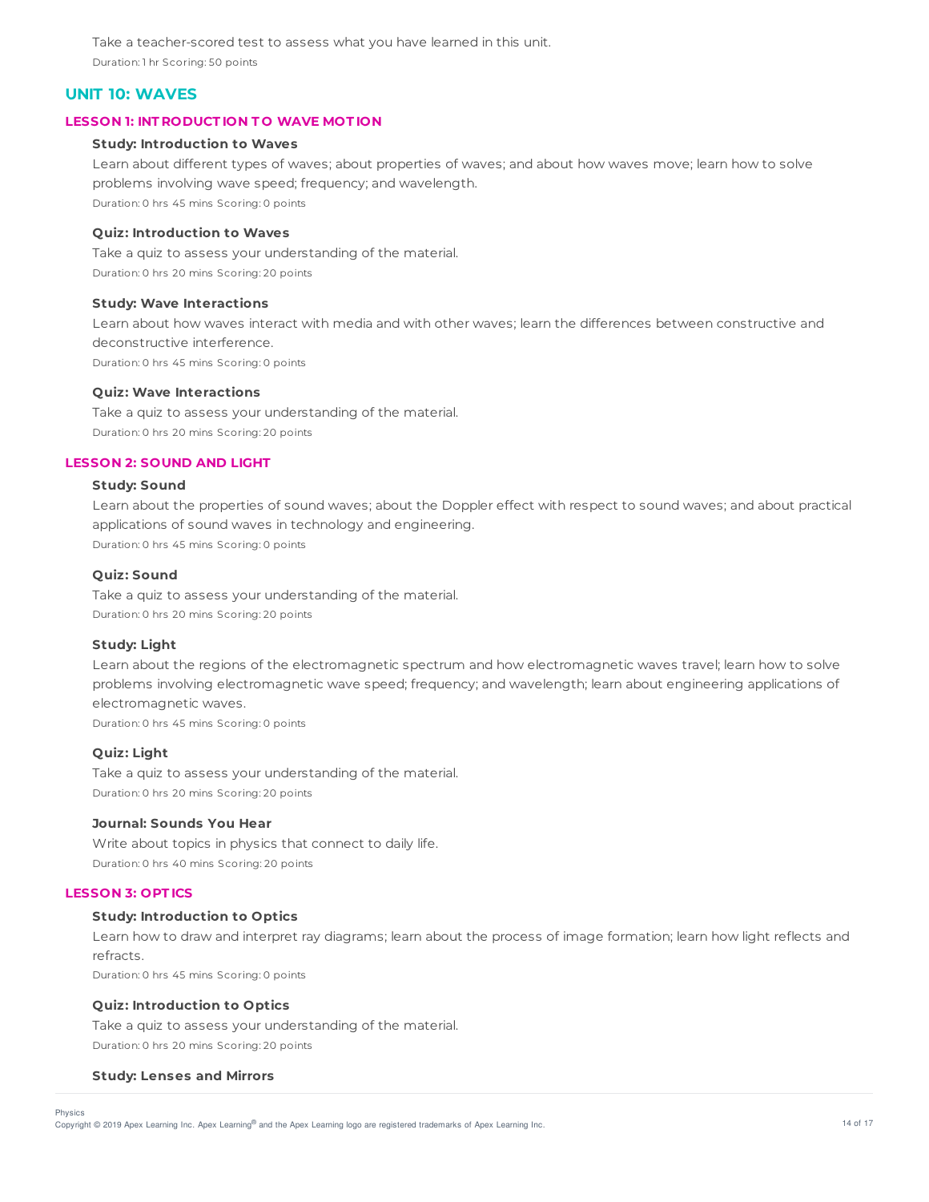Take a teacher-scored test to assess what you have learned in this unit.

Duration: 1 hr Scoring: 50 points

## UNIT 10: WAVES

### LESSON 1: INTRODUCTION TO WAVE MOTION

**Study: Introduction to Waves**

Learn about different types of waves; about properties of waves; and about how waves move; learn how to solve problems involving wave speed; frequency; and wavelength.

Duration: 0 hrs 45 mins Scoring: 0 points

**Quiz: Introduction to Waves**

Take a quiz to assess your understanding of the material.

Duration: 0 hrs 20 mins Scoring: 20 points

**Study: Wave Interactions**

Learn about how waves interact with media and with other waves; learn the differences between constructive and deconstructive interference.

Duration: 0 hrs 45 mins Scoring: 0 points

**Quiz: Wave Interactions**

Take a quiz to assess your understanding of the material.

Duration: 0 hrs 20 mins Scoring: 20 points

### LESSON 2: SOUND AND LIGHT

**Study: Sound**

Learn about the properties of sound waves; about the Doppler effect with respect to sound waves; and about practical applications of sound waves in technology and engineering.

Duration: 0 hrs 45 mins Scoring: 0 points

**Quiz: Sound**

Take a quiz to assess your understanding of the material.

Duration: 0 hrs 20 mins Scoring: 20 points

**Study: Light**

Learn about the regions of the electromagnetic spectrum and how electromagnetic waves travel; learn how to solve problems involving electromagnetic wave speed; frequency; and wavelength; learn about engineering applications of electromagnetic waves.

Duration: 0 hrs 45 mins Scoring: 0 points

**Quiz: Light**

Take a quiz to assess your understanding of the material.

Duration: 0 hrs 20 mins Scoring: 20 points

**Journal: Sounds You Hear**

Write about topics in physics that connect to daily life.

Duration: 0 hrs 40 mins Scoring: 20 points

### LESSON 3: OPTICS

**Study: Introduction to Optics**

Learn how to draw and interpret ray diagrams; learn about the process of image formation; learn how light reflects and refracts.

Duration: 0 hrs 45 mins Scoring: 0 points

**Quiz: Introduction to Optics**

Take a quiz to assess your understanding of the material.

Duration: 0 hrs 20 mins Scoring: 20 points

**Study: Lenses and Mirrors**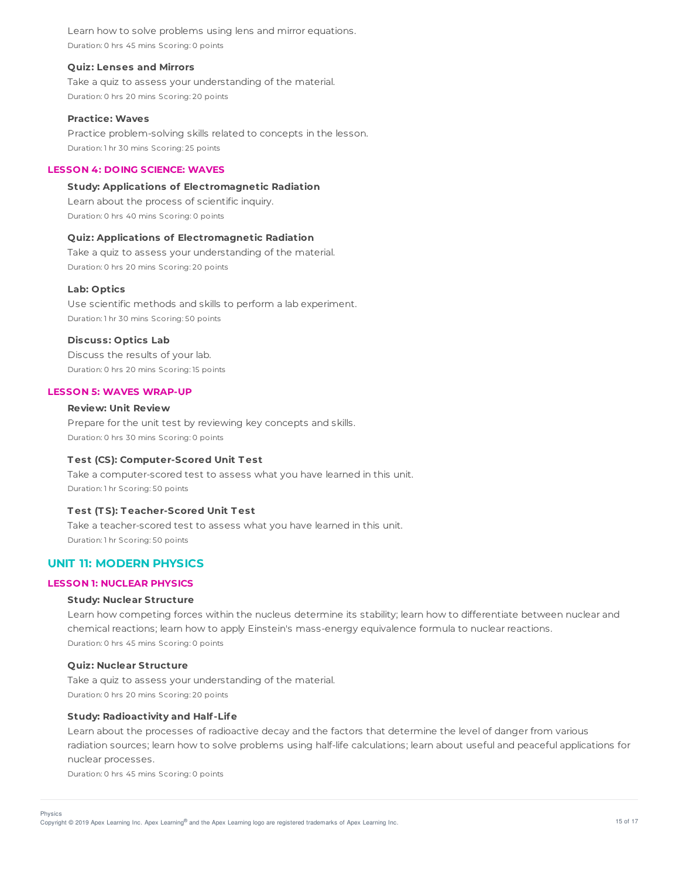Learn how to solve problems using lens and mirror equations.

Duration: 0 hrs 45 mins Scoring: 0 points

**Quiz: Lenses and Mirrors**

Take a quiz to assess your understanding of the material.

Duration: 0 hrs 20 mins Scoring: 20 points

**Practice: Waves**

Practice problem-solving skills related to concepts in the lesson.

Duration: 1 hr 30 mins Scoring: 25 points

### LESSON 4: DOING SCIENCE: WAVES

**Study: Applications of Electromagnetic Radiation**

Learn about the process of scientific inquiry.

Duration: 0 hrs 40 mins Scoring: 0 points

**Quiz: Applications of Electromagnetic Radiation**

Take a quiz to assess your understanding of the material.

Duration: 0 hrs 20 mins Scoring: 20 points

**Lab: Optics**

Use scientific methods and skills to perform a lab experiment.

Duration: 1 hr 30 mins Scoring: 50 points

**Discuss: Optics Lab**

Discuss the results of your lab.

Duration: 0 hrs 20 mins Scoring: 15 points

### LESSON 5: WAVES WRAP-UP

**Review: Unit Review**

Prepare for the unit test by reviewing key concepts and skills.

Duration: 0 hrs 30 mins Scoring: 0 points

**Test (CS): Computer-Scored Unit Test**

Take a computer-scored test to assess what you have learned in this unit.

Duration: 1 hr Scoring: 50 points

**Test (TS): Teacher-Scored Unit Test**

Take a teacher-scored test to assess what you have learned in this unit.

Duration: 1 hr Scoring: 50 points

## UNIT 11: MODERN PHYSICS

### LESSON 1: NUCLEAR PHYSICS

**Study: Nuclear Structure**

Learn how competing forces within the nucleus determine its stability; learn how to differentiate between nuclear and chemical reactions; learn how to apply Einstein's mass-energy equivalence formula to nuclear reactions.

Duration: 0 hrs 45 mins Scoring: 0 points

**Quiz: Nuclear Structure**

Take a quiz to assess your understanding of the material.

Duration: 0 hrs 20 mins Scoring: 20 points

**Study: Radioactivity and Half-Life**

Learn about the processes of radioactive decay and the factors that determine the level of danger from various radiation sources; learn how to solve problems using half-life calculations; learn about useful and peaceful applications for nuclear processes.

Duration: 0 hrs 45 mins Scoring: 0 points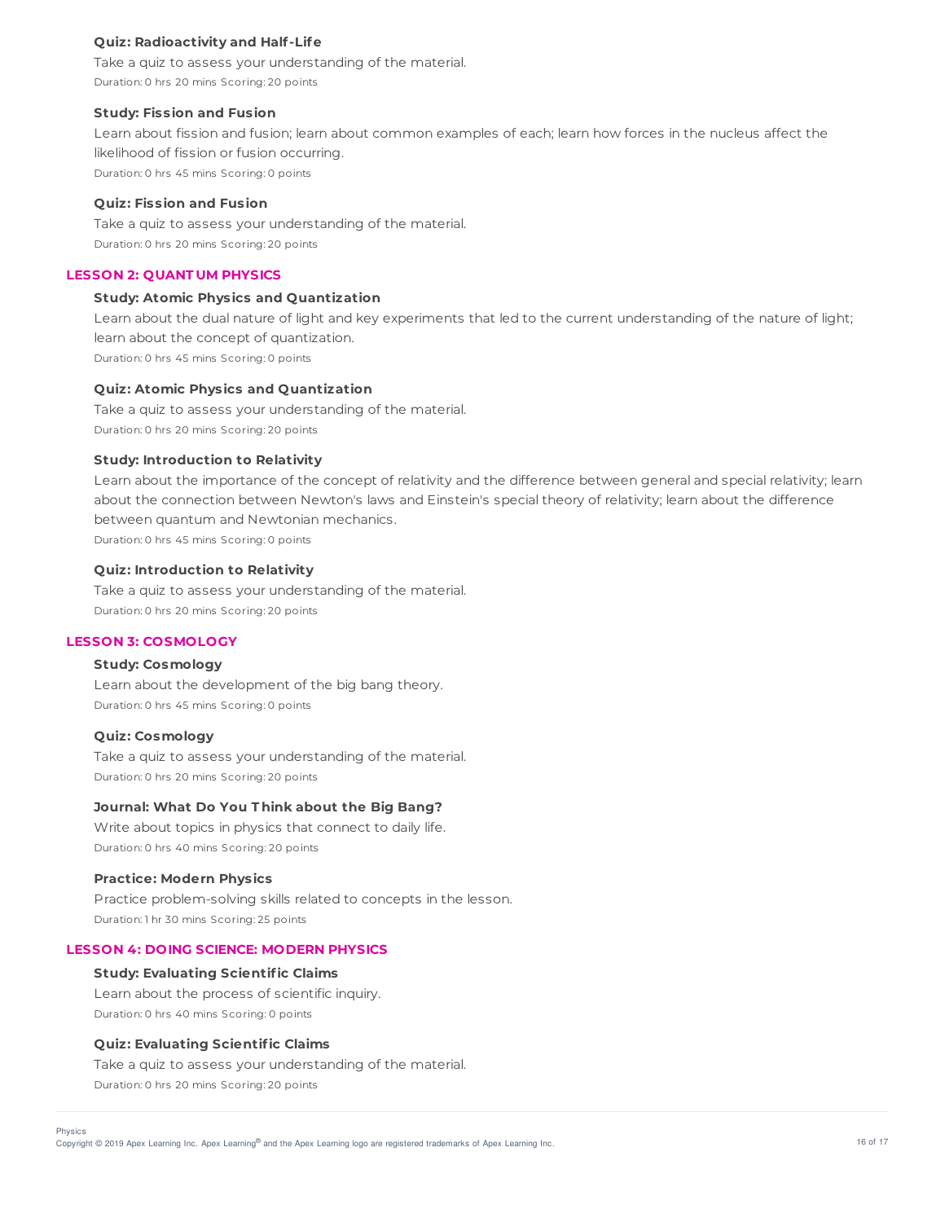**Quiz: Radioactivity and Half-Life**

Take a quiz to assess your understanding of the material.

Duration: 0 hrs 20 mins Scoring: 20 points

**Study: Fission and Fusion**

Learn about fission and fusion; learn about common examples of each; learn how forces in the nucleus affect the likelihood of fission or fusion occurring.

Duration: 0 hrs 45 mins Scoring: 0 points

**Quiz: Fission and Fusion**

Take a quiz to assess your understanding of the material.

Duration: 0 hrs 20 mins Scoring: 20 points

## LESSON 2: QUANTUM PHYSICS

**Study: Atomic Physics and Quantization**

Learn about the dual nature of light and key experiments that led to the current understanding of the nature of light; learn about the concept of quantization.

Duration: 0 hrs 45 mins Scoring: 0 points

**Quiz: Atomic Physics and Quantization**

Take a quiz to assess your understanding of the material.

Duration: 0 hrs 20 mins Scoring: 20 points

**Study: Introduction to Relativity**

Learn about the importance of the concept of relativity and the difference between general and special relativity; learn about the connection between Newton's laws and Einstein's special theory of relativity; learn about the difference between quantum and Newtonian mechanics.

Duration: 0 hrs 45 mins Scoring: 0 points

**Quiz: Introduction to Relativity**

Take a quiz to assess your understanding of the material.

Duration: 0 hrs 20 mins Scoring: 20 points

## LESSON 3: COSMOLOGY

**Study: Cosmology**

Learn about the development of the big bang theory.

Duration: 0 hrs 45 mins Scoring: 0 points

**Quiz: Cosmology**

Take a quiz to assess your understanding of the material.

Duration: 0 hrs 20 mins Scoring: 20 points

**Journal: What Do You Think about the Big Bang?**

Write about topics in physics that connect to daily life.

Duration: 0 hrs 40 mins Scoring: 20 points

**Practice: Modern Physics**

Practice problem-solving skills related to concepts in the lesson.

Duration: 1 hr 30 mins Scoring: 25 points

## LESSON 4: DOING SCIENCE: MODERN PHYSICS

**Study: Evaluating Scientific Claims**

Learn about the process of scientific inquiry.

Duration: 0 hrs 40 mins Scoring: 0 points

**Quiz: Evaluating Scientific Claims**

Take a quiz to assess your understanding of the material.

Duration: 0 hrs 20 mins Scoring: 20 points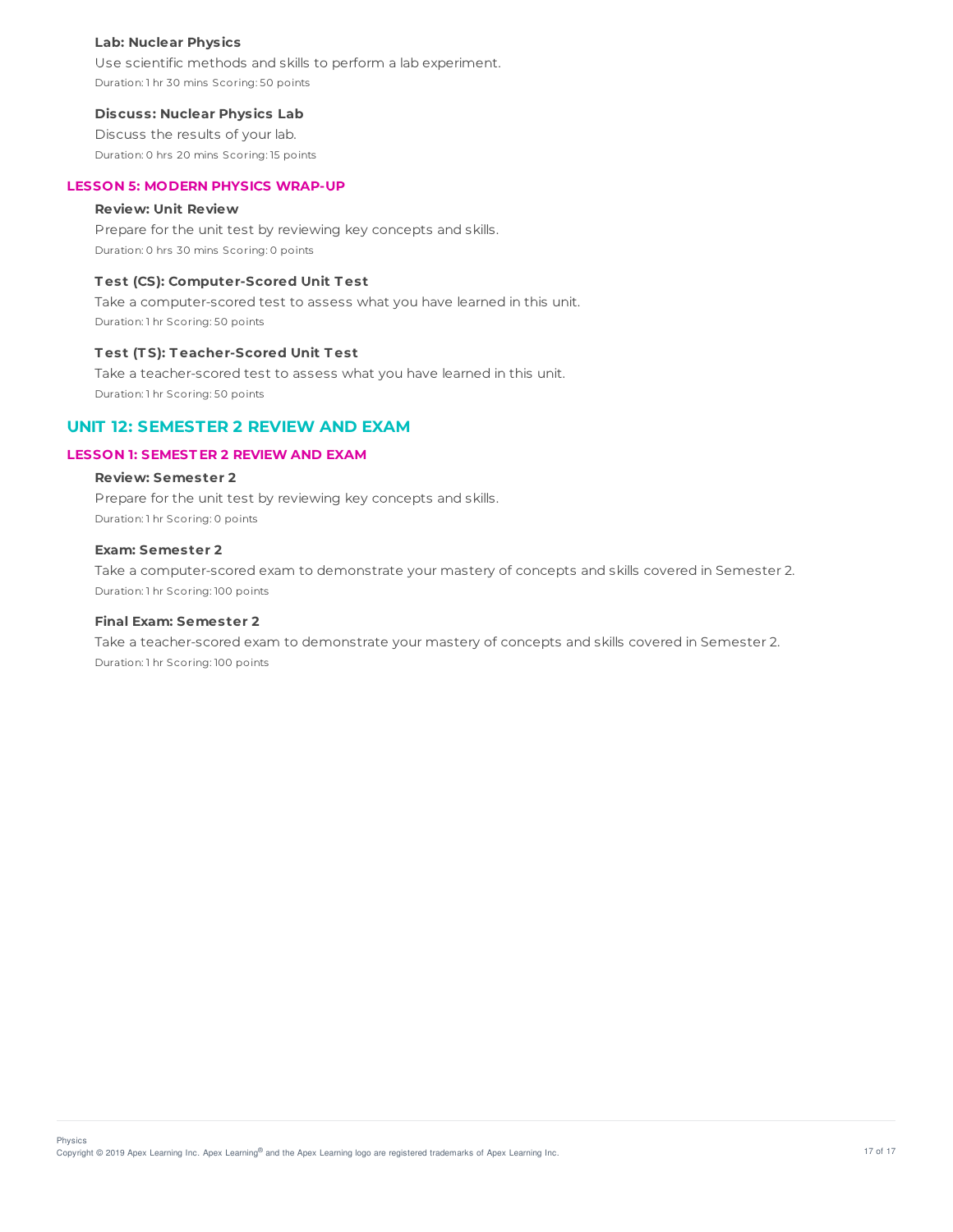#### Lab: Nuclear Physics

Use scientific methods and skills to perform a lab experiment.

Duration: 1 hr 30 mins Scoring: 50 points

#### Discuss: Nuclear Physics Lab

Discuss the results of your lab.

Duration: 0 hrs 20 mins Scoring: 15 points

### LESSON 5: MODERN PHYSICS WRAP-UP

#### Review: Unit Review

Prepare for the unit test by reviewing key concepts and skills.

Duration: 0 hrs 30 mins Scoring: 0 points

#### Test (CS): Computer-Scored Unit Test

Take a computer-scored test to assess what you have learned in this unit.

Duration: 1 hr Scoring: 50 points

#### Test (TS): Teacher-Scored Unit Test

Take a teacher-scored test to assess what you have learned in this unit.

Duration: 1 hr Scoring: 50 points

## UNIT 12: SEMESTER 2 REVIEW AND EXAM

### LESSON 1: SEMESTER 2 REVIEW AND EXAM

#### Review: Semester 2

Prepare for the unit test by reviewing key concepts and skills.

Duration: 1 hr Scoring: 0 points

#### Exam: Semester 2

Take a computer-scored exam to demonstrate your mastery of concepts and skills covered in Semester 2.

Duration: 1 hr Scoring: 100 points

#### Final Exam: Semester 2

Take a teacher-scored exam to demonstrate your mastery of concepts and skills covered in Semester 2.

Duration: 1 hr Scoring: 100 points